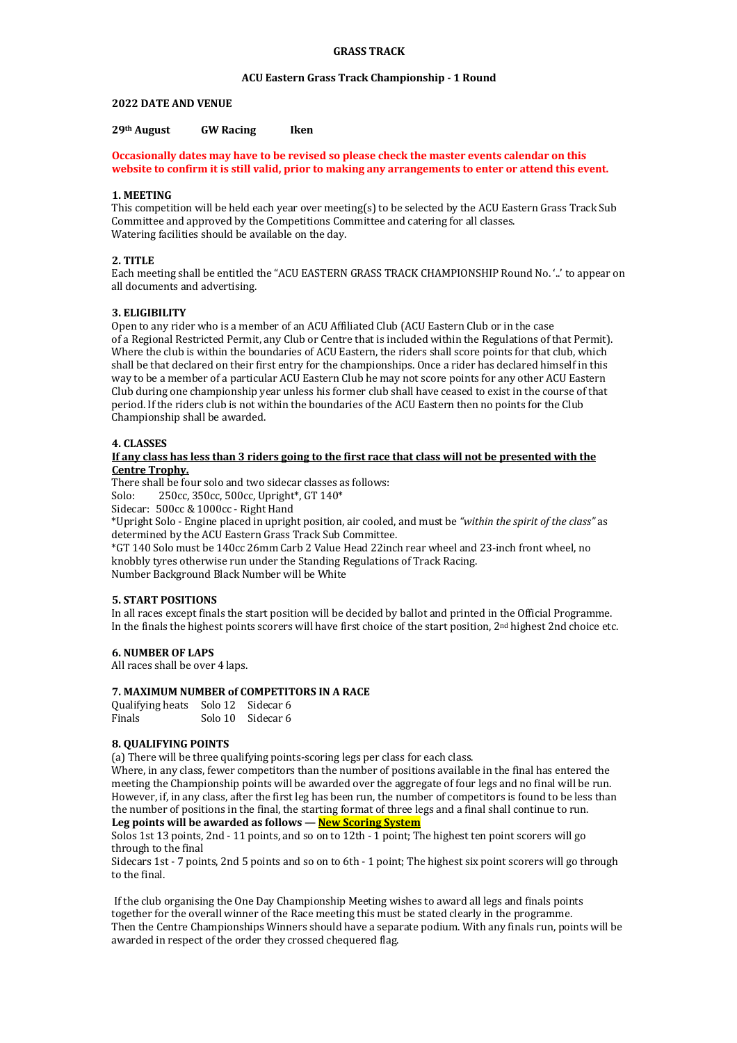# GRASS TRACK

## ACU Eastern Grass Track Championship - 1 Round

**2022 DATE AND VENUE**

**29th August GW Racing Iken**

**Occasionally dates may have to be revised so please check the master events calendar on this website to confirm it is still valid, prior to making any arrangements to enter or attend this event.**

**1. MEETING**

This competition will be held each year over meeting(s) to be selected by the ACU Eastern Grass Track Sub Committee and approved by the Competitions Committee and catering for all classes.
Watering facilities should be available on the day.

**2. TITLE**

Each meeting shall be entitled the "ACU EASTERN GRASS TRACK CHAMPIONSHIP Round No. '..' to appear on all documents and advertising.

**3. ELIGIBILITY**

Open to any rider who is a member of an ACU Affiliated Club (ACU Eastern Club or in the case of a Regional Restricted Permit, any Club or Centre that is included within the Regulations of that Permit). Where the club is within the boundaries of ACU Eastern, the riders shall score points for that club, which shall be that declared on their first entry for the championships. Once a rider has declared himself in this way to be a member of a particular ACU Eastern Club he may not score points for any other ACU Eastern Club during one championship year unless his former club shall have ceased to exist in the course of that period. If the riders club is not within the boundaries of the ACU Eastern then no points for the Club Championship shall be awarded.

**4. CLASSES**

**If any class has less than 3 riders going to the first race that class will not be presented with the Centre Trophy.**

There shall be four solo and two sidecar classes as follows:
Solo: 250cc, 350cc, 500cc, Upright*, GT 140*
Sidecar: 500cc & 1000cc - Right Hand
*Upright Solo - Engine placed in upright position, air cooled, and must be *"within the spirit of the class"* as determined by the ACU Eastern Grass Track Sub Committee.
*GT 140 Solo must be 140cc 26mm Carb 2 Value Head 22inch rear wheel and 23-inch front wheel, no knobbly tyres otherwise run under the Standing Regulations of Track Racing.
Number Background Black Number will be White

**5. START POSITIONS**

In all races except finals the start position will be decided by ballot and printed in the Official Programme. In the finals the highest points scorers will have first choice of the start position, 2nd highest 2nd choice etc.

**6. NUMBER OF LAPS**

All races shall be over 4 laps.

**7. MAXIMUM NUMBER of COMPETITORS IN A RACE**

| | | |
|---|---|---|
| Qualifying heats | Solo 12 | Sidecar 6 |
| Finals | Solo 10 | Sidecar 6 |

**8. QUALIFYING POINTS**

(a) There will be three qualifying points-scoring legs per class for each class.
Where, in any class, fewer competitors than the number of positions available in the final has entered the meeting the Championship points will be awarded over the aggregate of four legs and no final will be run. However, if, in any class, after the first leg has been run, the number of competitors is found to be less than the number of positions in the final, the starting format of three legs and a final shall continue to run.
**Leg points will be awarded as follows — New Scoring System**
Solos 1st 13 points, 2nd - 11 points, and so on to 12th - 1 point; The highest ten point scorers will go through to the final
Sidecars 1st - 7 points, 2nd 5 points and so on to 6th - 1 point; The highest six point scorers will go through to the final.

If the club organising the One Day Championship Meeting wishes to award all legs and finals points together for the overall winner of the Race meeting this must be stated clearly in the programme.
Then the Centre Championships Winners should have a separate podium. With any finals run, points will be awarded in respect of the order they crossed chequered flag.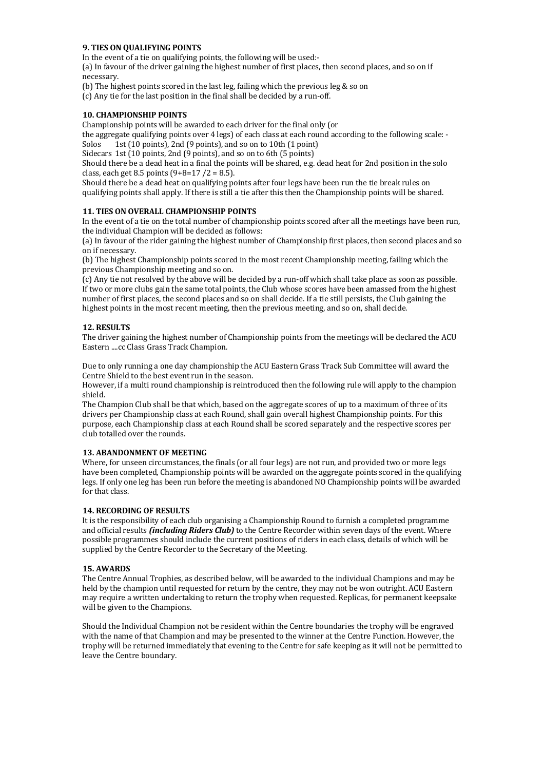**9. TIES ON QUALIFYING POINTS**

In the event of a tie on qualifying points, the following will be used:-

(a) In favour of the driver gaining the highest number of first places, then second places, and so on if necessary.

(b) The highest points scored in the last leg, failing which the previous leg & so on

(c) Any tie for the last position in the final shall be decided by a run-off.

**10. CHAMPIONSHIP POINTS**

Championship points will be awarded to each driver for the final only (or the aggregate qualifying points over 4 legs) of each class at each round according to the following scale: -

Solos 1st (10 points), 2nd (9 points), and so on to 10th (1 point)

Sidecars 1st (10 points, 2nd (9 points), and so on to 6th (5 points)

Should there be a dead heat in a final the points will be shared, e.g. dead heat for 2nd position in the solo class, each get 8.5 points (9+8=17 /2 = 8.5).

Should there be a dead heat on qualifying points after four legs have been run the tie break rules on qualifying points shall apply. If there is still a tie after this then the Championship points will be shared.

**11. TIES ON OVERALL CHAMPIONSHIP POINTS**

In the event of a tie on the total number of championship points scored after all the meetings have been run, the individual Champion will be decided as follows:

(a) In favour of the rider gaining the highest number of Championship first places, then second places and so on if necessary.

(b) The highest Championship points scored in the most recent Championship meeting, failing which the previous Championship meeting and so on.

(c) Any tie not resolved by the above will be decided by a run-off which shall take place as soon as possible. If two or more clubs gain the same total points, the Club whose scores have been amassed from the highest number of first places, the second places and so on shall decide. If a tie still persists, the Club gaining the highest points in the most recent meeting, then the previous meeting, and so on, shall decide.

**12. RESULTS**

The driver gaining the highest number of Championship points from the meetings will be declared the ACU Eastern ....cc Class Grass Track Champion.

Due to only running a one day championship the ACU Eastern Grass Track Sub Committee will award the Centre Shield to the best event run in the season.

However, if a multi round championship is reintroduced then the following rule will apply to the champion shield.

The Champion Club shall be that which, based on the aggregate scores of up to a maximum of three of its drivers per Championship class at each Round, shall gain overall highest Championship points. For this purpose, each Championship class at each Round shall be scored separately and the respective scores per club totalled over the rounds.

**13. ABANDONMENT OF MEETING**

Where, for unseen circumstances, the finals (or all four legs) are not run, and provided two or more legs have been completed, Championship points will be awarded on the aggregate points scored in the qualifying legs. If only one leg has been run before the meeting is abandoned NO Championship points will be awarded for that class.

**14. RECORDING OF RESULTS**

It is the responsibility of each club organising a Championship Round to furnish a completed programme and official results ***(including Riders Club)*** to the Centre Recorder within seven days of the event. Where possible programmes should include the current positions of riders in each class, details of which will be supplied by the Centre Recorder to the Secretary of the Meeting.

**15. AWARDS**

The Centre Annual Trophies, as described below, will be awarded to the individual Champions and may be held by the champion until requested for return by the centre, they may not be won outright. ACU Eastern may require a written undertaking to return the trophy when requested. Replicas, for permanent keepsake will be given to the Champions.

Should the Individual Champion not be resident within the Centre boundaries the trophy will be engraved with the name of that Champion and may be presented to the winner at the Centre Function. However, the trophy will be returned immediately that evening to the Centre for safe keeping as it will not be permitted to leave the Centre boundary.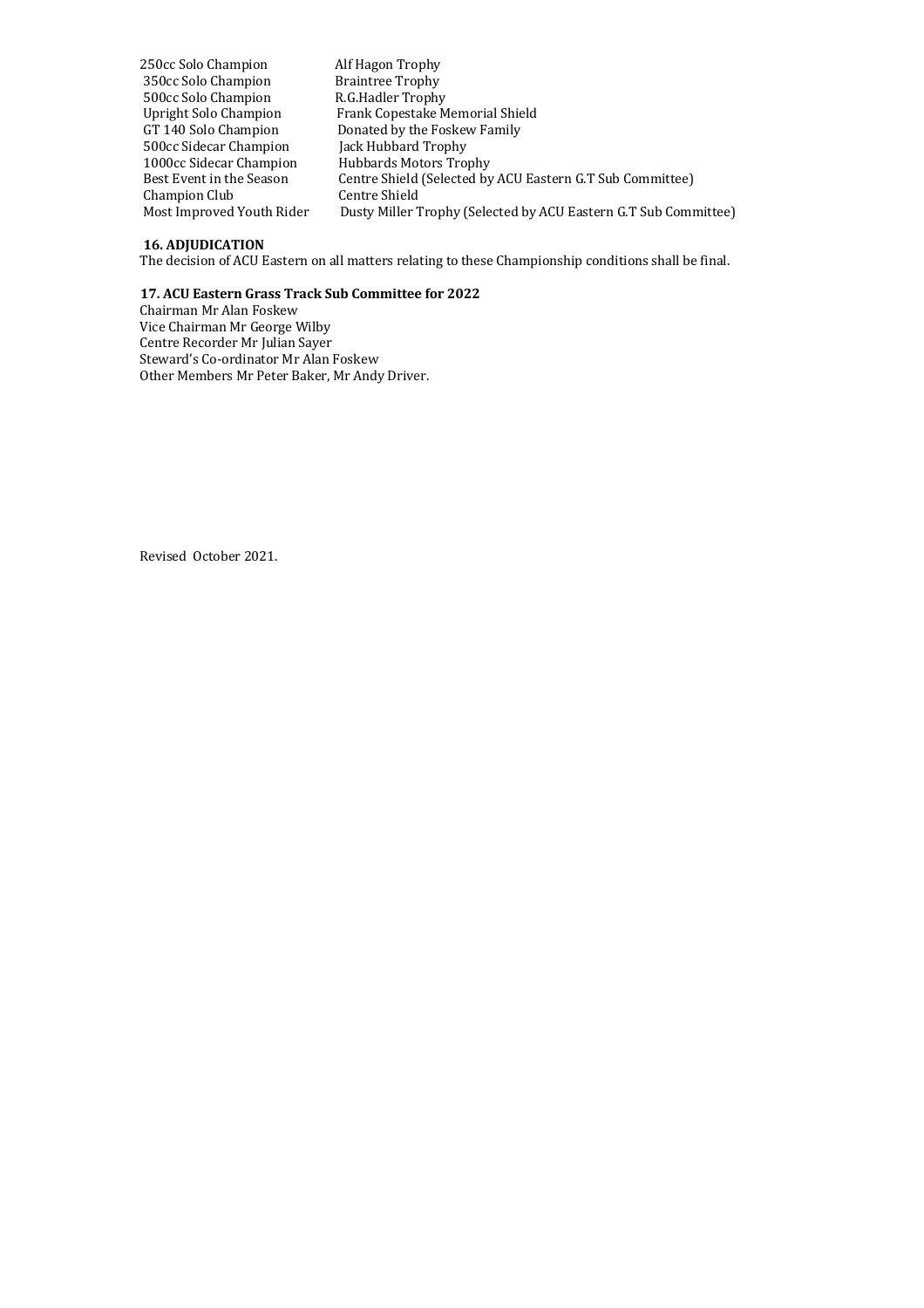| | |
|---|---|
| 250cc Solo Champion | Alf Hagon Trophy |
| 350cc Solo Champion | Braintree Trophy |
| 500cc Solo Champion | R.G.Hadler Trophy |
| Upright Solo Champion | Frank Copestake Memorial Shield |
| GT 140 Solo Champion | Donated by the Foskew Family |
| 500cc Sidecar Champion | Jack Hubbard Trophy |
| 1000cc Sidecar Champion | Hubbards Motors Trophy |
| Best Event in the Season | Centre Shield (Selected by ACU Eastern G.T Sub Committee) |
| Champion Club | Centre Shield |
| Most Improved Youth Rider | Dusty Miller Trophy (Selected by ACU Eastern G.T Sub Committee) |

**16. ADJUDICATION**

The decision of ACU Eastern on all matters relating to these Championship conditions shall be final.

**17. ACU Eastern Grass Track Sub Committee for 2022**

Chairman Mr Alan Foskew
Vice Chairman Mr George Wilby
Centre Recorder Mr Julian Sayer
Steward's Co-ordinator Mr Alan Foskew
Other Members Mr Peter Baker, Mr Andy Driver.

Revised October 2021.